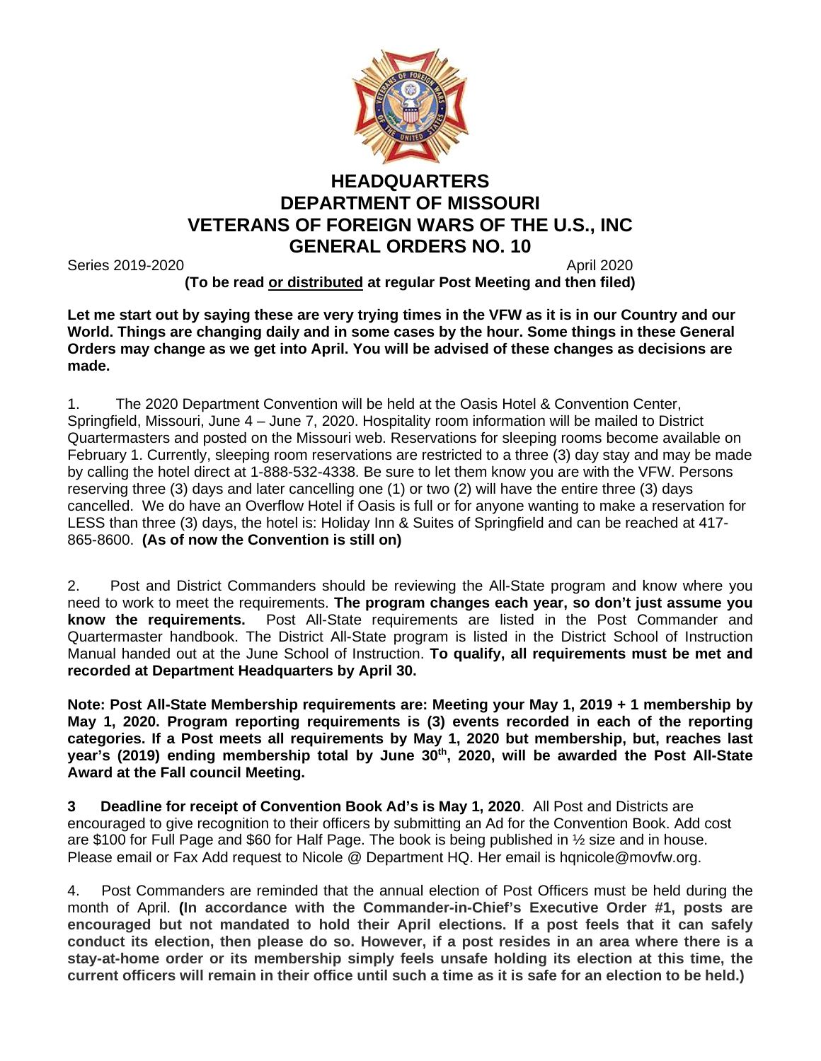# HEADQUARTERS
# DEPARTMENT OF MISSOURI
# VETERANS OF FOREIGN WARS OF THE U.S., INC
# GENERAL ORDERS NO. 10

Series 2019-2020 April 2020

**(To be read or distributed at regular Post Meeting and then filed)**

**Let me start out by saying these are very trying times in the VFW as it is in our Country and our World. Things are changing daily and in some cases by the hour. Some things in these General Orders may change as we get into April. You will be advised of these changes as decisions are made.**

1. The 2020 Department Convention will be held at the Oasis Hotel & Convention Center, Springfield, Missouri, June 4 – June 7, 2020. Hospitality room information will be mailed to District Quartermasters and posted on the Missouri web. Reservations for sleeping rooms become available on February 1. Currently, sleeping room reservations are restricted to a three (3) day stay and may be made by calling the hotel direct at 1-888-532-4338. Be sure to let them know you are with the VFW. Persons reserving three (3) days and later cancelling one (1) or two (2) will have the entire three (3) days cancelled. We do have an Overflow Hotel if Oasis is full or for anyone wanting to make a reservation for LESS than three (3) days, the hotel is: Holiday Inn & Suites of Springfield and can be reached at 417-865-8600. **(As of now the Convention is still on)**

2. Post and District Commanders should be reviewing the All-State program and know where you need to work to meet the requirements. **The program changes each year, so don't just assume you know the requirements.** Post All-State requirements are listed in the Post Commander and Quartermaster handbook. The District All-State program is listed in the District School of Instruction Manual handed out at the June School of Instruction. **To qualify, all requirements must be met and recorded at Department Headquarters by April 30.**

**Note: Post All-State Membership requirements are: Meeting your May 1, 2019 + 1 membership by May 1, 2020. Program reporting requirements is (3) events recorded in each of the reporting categories. If a Post meets all requirements by May 1, 2020 but membership, but, reaches last year's (2019) ending membership total by June 30th, 2020, will be awarded the Post All-State Award at the Fall council Meeting.**

**3 Deadline for receipt of Convention Book Ad's is May 1, 2020**. All Post and Districts are encouraged to give recognition to their officers by submitting an Ad for the Convention Book. Add cost are $100 for Full Page and $60 for Half Page. The book is being published in ½ size and in house. Please email or Fax Add request to Nicole @ Department HQ. Her email is hqnicole@movfw.org.

4. Post Commanders are reminded that the annual election of Post Officers must be held during the month of April. **(In accordance with the Commander-in-Chief's Executive Order #1, posts are encouraged but not mandated to hold their April elections. If a post feels that it can safely conduct its election, then please do so. However, if a post resides in an area where there is a stay-at-home order or its membership simply feels unsafe holding its election at this time, the current officers will remain in their office until such a time as it is safe for an election to be held.)**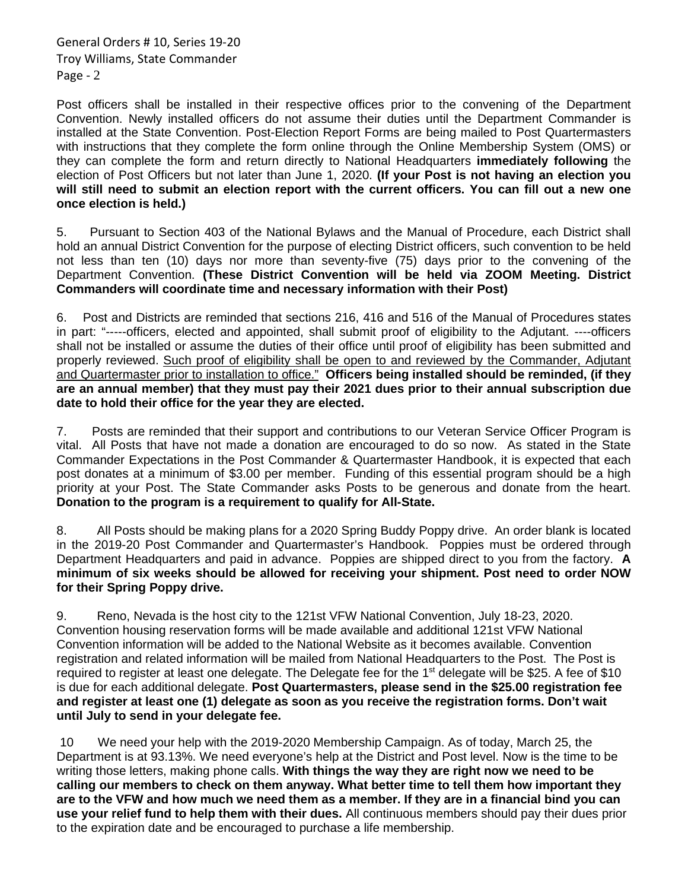Post officers shall be installed in their respective offices prior to the convening of the Department Convention. Newly installed officers do not assume their duties until the Department Commander is installed at the State Convention. Post-Election Report Forms are being mailed to Post Quartermasters with instructions that they complete the form online through the Online Membership System (OMS) or they can complete the form and return directly to National Headquarters **immediately following** the election of Post Officers but not later than June 1, 2020. **(If your Post is not having an election you will still need to submit an election report with the current officers. You can fill out a new one once election is held.)**

5. Pursuant to Section 403 of the National Bylaws and the Manual of Procedure, each District shall hold an annual District Convention for the purpose of electing District officers, such convention to be held not less than ten (10) days nor more than seventy-five (75) days prior to the convening of the Department Convention. **(These District Convention will be held via ZOOM Meeting. District Commanders will coordinate time and necessary information with their Post)**

6. Post and Districts are reminded that sections 216, 416 and 516 of the Manual of Procedures states in part: "-----officers, elected and appointed, shall submit proof of eligibility to the Adjutant. ----officers shall not be installed or assume the duties of their office until proof of eligibility has been submitted and properly reviewed. Such proof of eligibility shall be open to and reviewed by the Commander, Adjutant and Quartermaster prior to installation to office." **Officers being installed should be reminded, (if they are an annual member) that they must pay their 2021 dues prior to their annual subscription due date to hold their office for the year they are elected.**

7. Posts are reminded that their support and contributions to our Veteran Service Officer Program is vital. All Posts that have not made a donation are encouraged to do so now. As stated in the State Commander Expectations in the Post Commander & Quartermaster Handbook, it is expected that each post donates at a minimum of $3.00 per member. Funding of this essential program should be a high priority at your Post. The State Commander asks Posts to be generous and donate from the heart. **Donation to the program is a requirement to qualify for All-State.**

8. All Posts should be making plans for a 2020 Spring Buddy Poppy drive. An order blank is located in the 2019-20 Post Commander and Quartermaster's Handbook. Poppies must be ordered through Department Headquarters and paid in advance. Poppies are shipped direct to you from the factory. **A minimum of six weeks should be allowed for receiving your shipment. Post need to order NOW for their Spring Poppy drive.**

9. Reno, Nevada is the host city to the 121st VFW National Convention, July 18-23, 2020. Convention housing reservation forms will be made available and additional 121st VFW National Convention information will be added to the National Website as it becomes available. Convention registration and related information will be mailed from National Headquarters to the Post. The Post is required to register at least one delegate. The Delegate fee for the 1st delegate will be $25. A fee of $10 is due for each additional delegate. **Post Quartermasters, please send in the $25.00 registration fee and register at least one (1) delegate as soon as you receive the registration forms. Don't wait until July to send in your delegate fee.**

10 We need your help with the 2019-2020 Membership Campaign. As of today, March 25, the Department is at 93.13%. We need everyone's help at the District and Post level. Now is the time to be writing those letters, making phone calls. **With things the way they are right now we need to be calling our members to check on them anyway. What better time to tell them how important they are to the VFW and how much we need them as a member. If they are in a financial bind you can use your relief fund to help them with their dues.** All continuous members should pay their dues prior to the expiration date and be encouraged to purchase a life membership.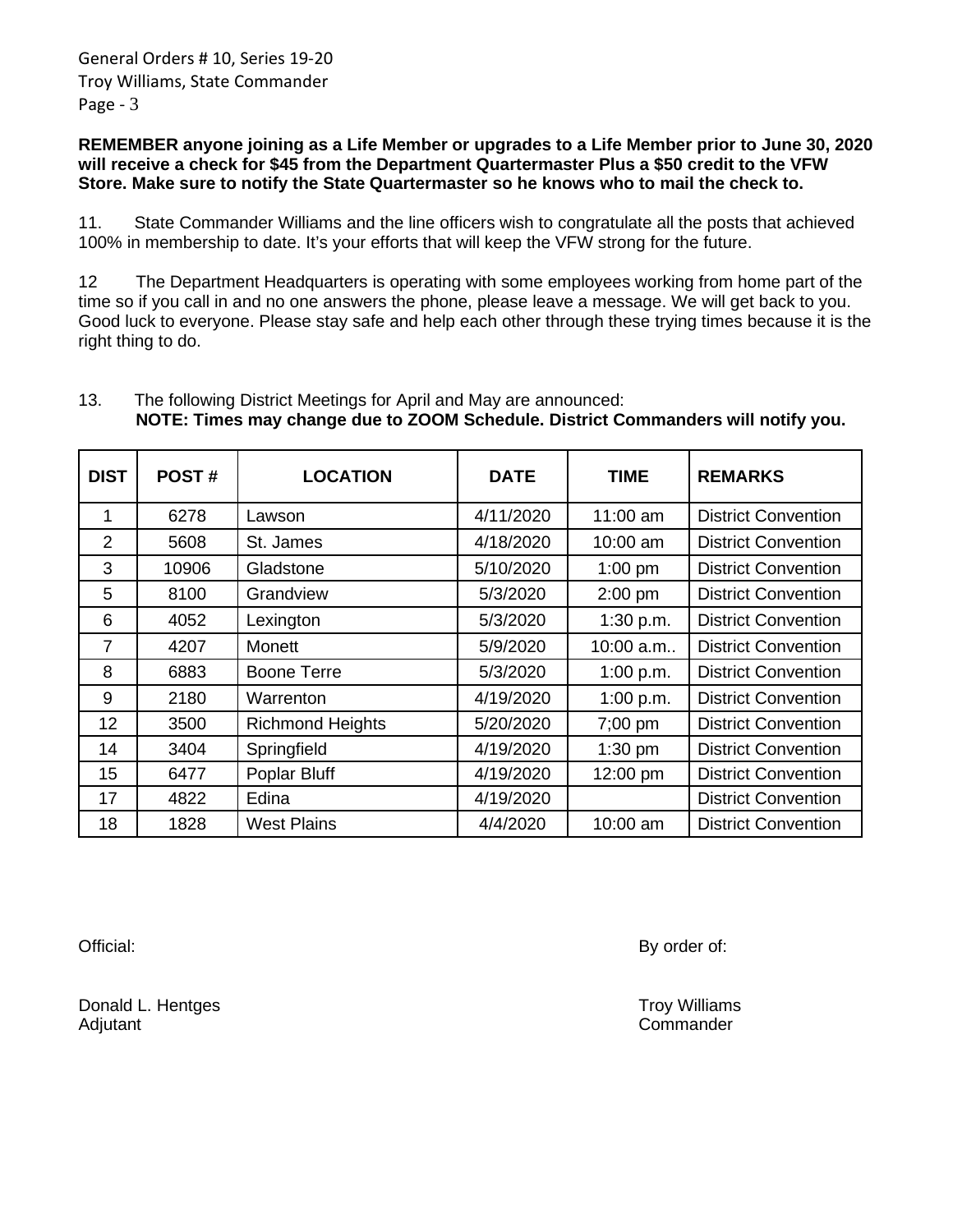**REMEMBER anyone joining as a Life Member or upgrades to a Life Member prior to June 30, 2020 will receive a check for $45 from the Department Quartermaster Plus a $50 credit to the VFW Store. Make sure to notify the State Quartermaster so he knows who to mail the check to.**

11. State Commander Williams and the line officers wish to congratulate all the posts that achieved 100% in membership to date. It's your efforts that will keep the VFW strong for the future.

12 The Department Headquarters is operating with some employees working from home part of the time so if you call in and no one answers the phone, please leave a message. We will get back to you. Good luck to everyone. Please stay safe and help each other through these trying times because it is the right thing to do.

13. The following District Meetings for April and May are announced:
**NOTE: Times may change due to ZOOM Schedule. District Commanders will notify you.**

| DIST | POST # | LOCATION | DATE | TIME | REMARKS |
|---|---|---|---|---|---|
| 1 | 6278 | Lawson | 4/11/2020 | 11:00 am | District Convention |
| 2 | 5608 | St. James | 4/18/2020 | 10:00 am | District Convention |
| 3 | 10906 | Gladstone | 5/10/2020 | 1:00 pm | District Convention |
| 5 | 8100 | Grandview | 5/3/2020 | 2:00 pm | District Convention |
| 6 | 4052 | Lexington | 5/3/2020 | 1:30 p.m. | District Convention |
| 7 | 4207 | Monett | 5/9/2020 | 10:00 a.m.. | District Convention |
| 8 | 6883 | Boone Terre | 5/3/2020 | 1:00 p.m. | District Convention |
| 9 | 2180 | Warrenton | 4/19/2020 | 1:00 p.m. | District Convention |
| 12 | 3500 | Richmond Heights | 5/20/2020 | 7;00 pm | District Convention |
| 14 | 3404 | Springfield | 4/19/2020 | 1:30 pm | District Convention |
| 15 | 6477 | Poplar Bluff | 4/19/2020 | 12:00 pm | District Convention |
| 17 | 4822 | Edina | 4/19/2020 | | District Convention |
| 18 | 1828 | West Plains | 4/4/2020 | 10:00 am | District Convention |

Official:

Donald L. Hentges
Adjutant

By order of:

Troy Williams
Commander